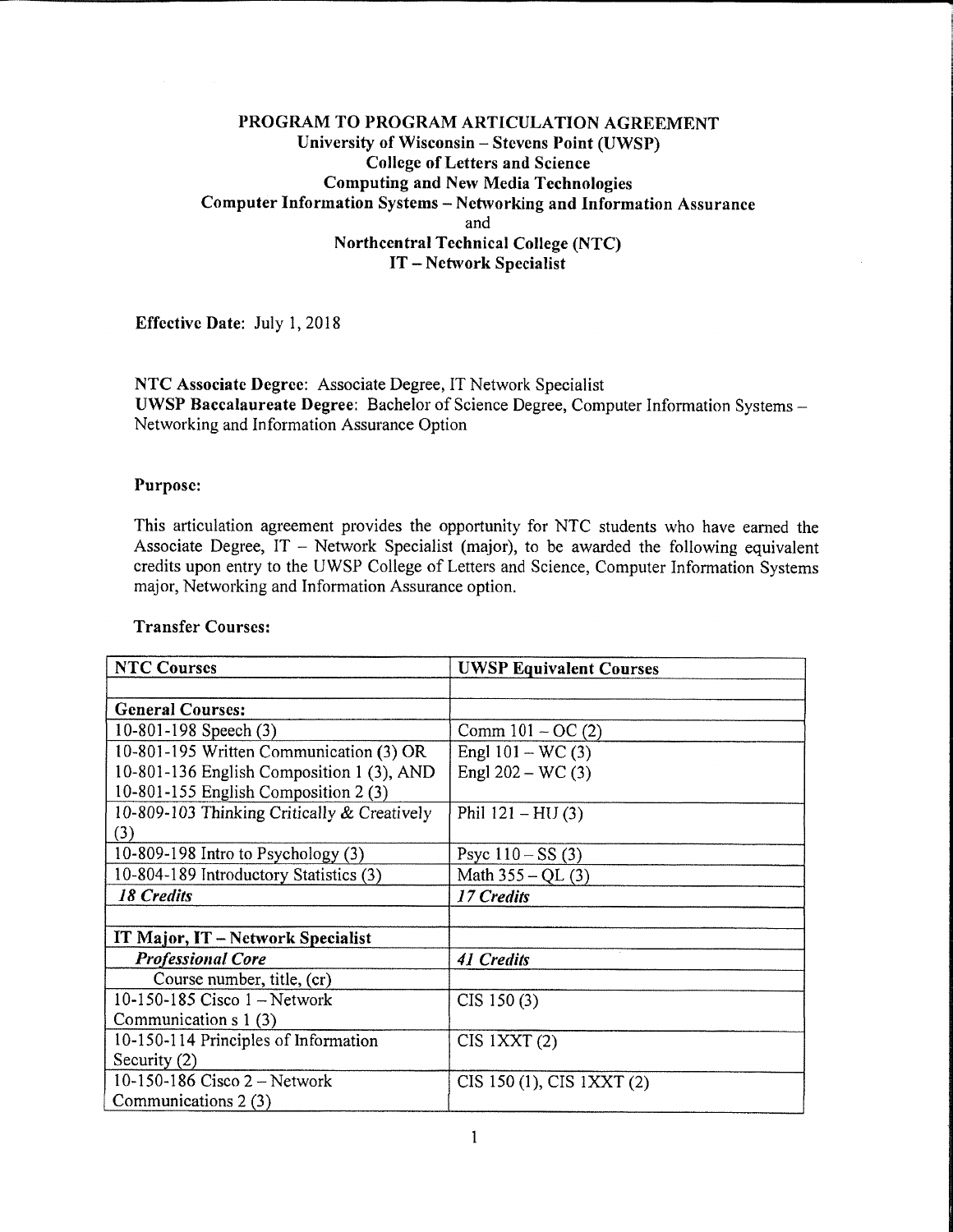# PROGRAM TO PROGRAM ARTICULATION AGREEMENT

**University of Wisconsin – Stevens Point (UWSP)**
**College of Letters and Science**
**Computing and New Media Technologies**
**Computer Information Systems – Networking and Information Assurance**
and
**Northcentral Technical College (NTC)**
**IT – Network Specialist**

**Effective Date**: July 1, 2018

**NTC Associate Degree**: Associate Degree, IT Network Specialist
**UWSP Baccalaureate Degree**: Bachelor of Science Degree, Computer Information Systems – Networking and Information Assurance Option

**Purpose:**

This articulation agreement provides the opportunity for NTC students who have earned the Associate Degree, IT – Network Specialist (major), to be awarded the following equivalent credits upon entry to the UWSP College of Letters and Science, Computer Information Systems major, Networking and Information Assurance option.

**Transfer Courses:**

| NTC Courses | UWSP Equivalent Courses |
|---|---|
| | |
| **General Courses:** | |
| 10-801-198 Speech (3) | Comm 101 – OC (2) |
| 10-801-195 Written Communication (3) OR<br>10-801-136 English Composition 1 (3), AND<br>10-801-155 English Composition 2 (3) | Engl 101 – WC (3)<br>Engl 202 – WC (3) |
| 10-809-103 Thinking Critically & Creatively (3) | Phil 121 – HU (3) |
| 10-809-198 Intro to Psychology (3) | Psyc 110 – SS (3) |
| 10-804-189 Introductory Statistics (3) | Math 355 – QL (3) |
| ***18 Credits*** | ***17 Credits*** |
| | |
| **IT Major, IT – Network Specialist** | |
| ***Professional Core*** | ***41 Credits*** |
| Course number, title, (cr) | |
| 10-150-185 Cisco 1 – Network Communication s 1 (3) | CIS 150 (3) |
| 10-150-114 Principles of Information Security (2) | CIS 1XXT (2) |
| 10-150-186 Cisco 2 – Network Communications 2 (3) | CIS 150 (1), CIS 1XXT (2) |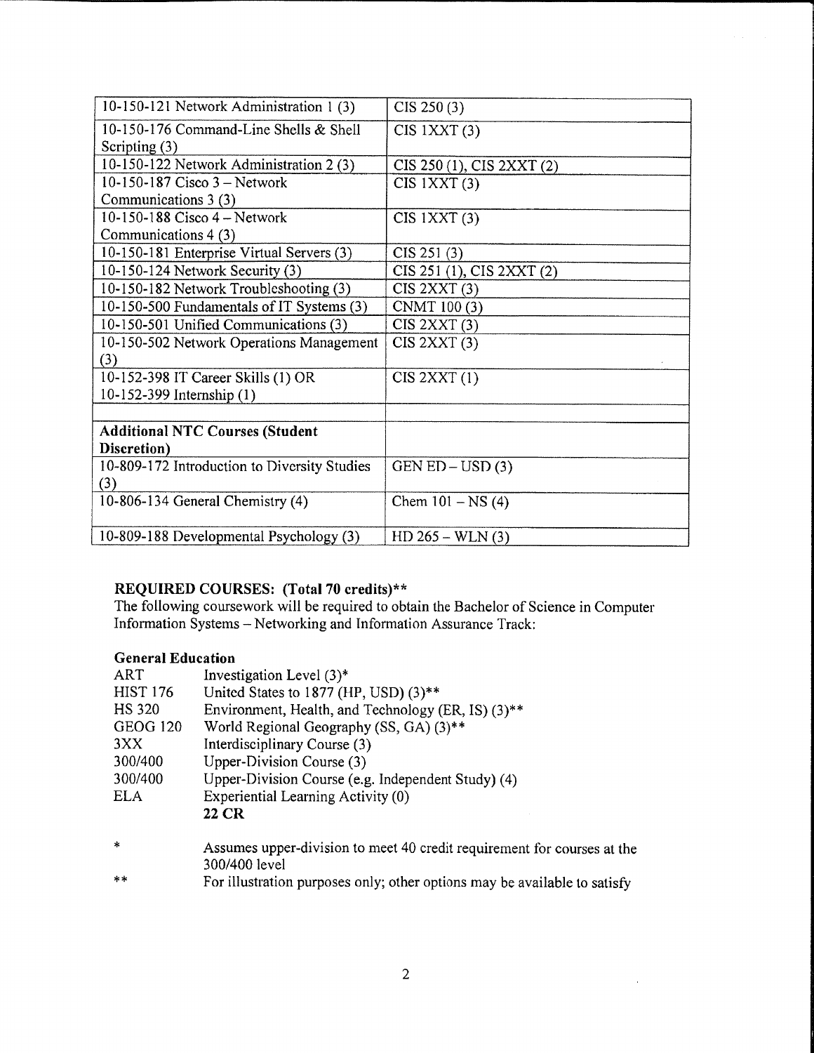| | |
|---|---|
| 10-150-121 Network Administration 1 (3) | CIS 250 (3) |
| 10-150-176 Command-Line Shells & Shell Scripting (3) | CIS 1XXT (3) |
| 10-150-122 Network Administration 2 (3) | CIS 250 (1), CIS 2XXT (2) |
| 10-150-187 Cisco 3 – Network Communications 3 (3) | CIS 1XXT (3) |
| 10-150-188 Cisco 4 – Network Communications 4 (3) | CIS 1XXT (3) |
| 10-150-181 Enterprise Virtual Servers (3) | CIS 251 (3) |
| 10-150-124 Network Security (3) | CIS 251 (1), CIS 2XXT (2) |
| 10-150-182 Network Troubleshooting (3) | CIS 2XXT (3) |
| 10-150-500 Fundamentals of IT Systems (3) | CNMT 100 (3) |
| 10-150-501 Unified Communications (3) | CIS 2XXT (3) |
| 10-150-502 Network Operations Management (3) | CIS 2XXT (3) |
| 10-152-398 IT Career Skills (1) OR 10-152-399 Internship (1) | CIS 2XXT (1) |
| | |
| **Additional NTC Courses (Student Discretion)** | |
| 10-809-172 Introduction to Diversity Studies (3) | GEN ED – USD (3) |
| 10-806-134 General Chemistry (4) | Chem 101 – NS (4) |
| 10-809-188 Developmental Psychology (3) | HD 265 – WLN (3) |

**REQUIRED COURSES: (Total 70 credits)****

The following coursework will be required to obtain the Bachelor of Science in Computer Information Systems – Networking and Information Assurance Track:

**General Education**

| | |
|---|---|
| ART | Investigation Level (3)* |
| HIST 176 | United States to 1877 (HP, USD) (3)** |
| HS 320 | Environment, Health, and Technology (ER, IS) (3)** |
| GEOG 120 | World Regional Geography (SS, GA) (3)** |
| 3XX | Interdisciplinary Course (3) |
| 300/400 | Upper-Division Course (3) |
| 300/400 | Upper-Division Course (e.g. Independent Study) (4) |
| ELA | Experiential Learning Activity (0) |
| | **22 CR** |

\* Assumes upper-division to meet 40 credit requirement for courses at the 300/400 level

\** For illustration purposes only; other options may be available to satisfy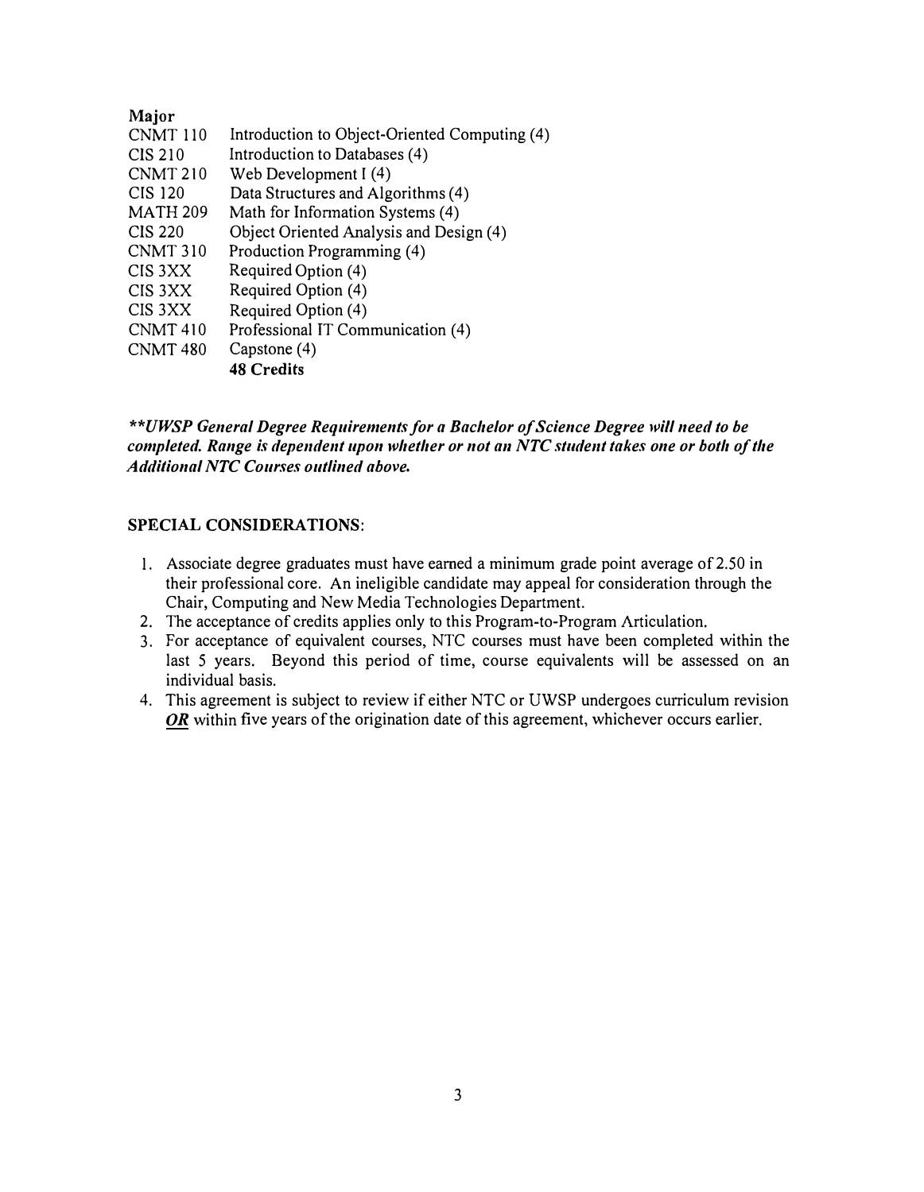**Major**

| | |
|---|---|
| CNMT 110 | Introduction to Object-Oriented Computing (4) |
| CIS 210 | Introduction to Databases (4) |
| CNMT 210 | Web Development I (4) |
| CIS 120 | Data Structures and Algorithms (4) |
| MATH 209 | Math for Information Systems (4) |
| CIS 220 | Object Oriented Analysis and Design (4) |
| CNMT 310 | Production Programming (4) |
| CIS 3XX | Required Option (4) |
| CIS 3XX | Required Option (4) |
| CIS 3XX | Required Option (4) |
| CNMT 410 | Professional IT Communication (4) |
| CNMT 480 | Capstone (4) |
| | **48 Credits** |

***\*\*UWSP General Degree Requirements for a Bachelor of Science Degree will need to be completed. Range is dependent upon whether or not an NTC student takes one or both of the Additional NTC Courses outlined above.***

**SPECIAL CONSIDERATIONS**:

1. Associate degree graduates must have earned a minimum grade point average of 2.50 in their professional core. An ineligible candidate may appeal for consideration through the Chair, Computing and New Media Technologies Department.
2. The acceptance of credits applies only to this Program-to-Program Articulation.
3. For acceptance of equivalent courses, NTC courses must have been completed within the last 5 years. Beyond this period of time, course equivalents will be assessed on an individual basis.
4. This agreement is subject to review if either NTC or UWSP undergoes curriculum revision ***OR*** within five years of the origination date of this agreement, whichever occurs earlier.